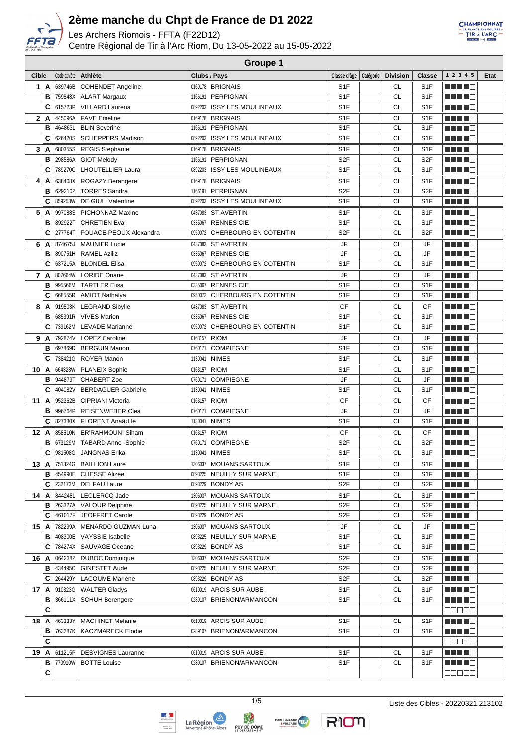# 2ème manche du Chpt de France de D1 2022

Les Archers Riomois - FFTA (F22D12)
Centre Régional de Tir à l'Arc Riom, Du 13-05-2022 au 15-05-2022

## Groupe 1

| Cible | | Code athlète | Athlète | Clubs / Pays | Classe d'âge | Catégorie | Division | Classe | 1 2 3 4 5 | Etat |
|---|---|---|---|---|---|---|---|---|---|---|
| 1 | A | 639746B | COHENDET Angeline | 0169178 BRIGNAIS | S1F | | CL | S1F | | |
| | B | 759848X | ALART Margaux | 1166191 PERPIGNAN | S1F | | CL | S1F | | |
| | C | 615723P | VILLARD Laurena | 0892203 ISSY LES MOULINEAUX | S1F | | CL | S1F | | |
| 2 | A | 445096A | FAVE Emeline | 0169178 BRIGNAIS | S1F | | CL | S1F | | |
| | B | 464863L | BLIN Severine | 1166191 PERPIGNAN | S1F | | CL | S1F | | |
| | C | 626420S | SCHEPPERS Madison | 0892203 ISSY LES MOULINEAUX | S1F | | CL | S1F | | |
| 3 | A | 680355S | REGIS Stephanie | 0169178 BRIGNAIS | S1F | | CL | S1F | | |
| | B | 298586A | GIOT Melody | 1166191 PERPIGNAN | S2F | | CL | S2F | | |
| | C | 789270C | LHOUTELLIER Laura | 0892203 ISSY LES MOULINEAUX | S1F | | CL | S1F | | |
| 4 | A | 638408X | ROGAZY Berangere | 0169178 BRIGNAIS | S1F | | CL | S1F | | |
| | B | 629210Z | TORRES Sandra | 1166191 PERPIGNAN | S2F | | CL | S2F | | |
| | C | 859253W | DE GIULI Valentine | 0892203 ISSY LES MOULINEAUX | S1F | | CL | S1F | | |
| 5 | A | 997088S | PICHONNAZ Maxine | 0437083 ST AVERTIN | S1F | | CL | S1F | | |
| | B | 892922T | CHRETIEN Eva | 0335067 RENNES CIE | S1F | | CL | S1F | | |
| | C | 277764T | FOUACE-PEOUX Alexandra | 0950072 CHERBOURG EN COTENTIN | S2F | | CL | S2F | | |
| 6 | A | 874675J | MAUNIER Lucie | 0437083 ST AVERTIN | JF | | CL | JF | | |
| | B | 890751H | RAMEL Aziliz | 0335067 RENNES CIE | JF | | CL | JF | | |
| | C | 637215A | BLONDEL Elisa | 0950072 CHERBOURG EN COTENTIN | S1F | | CL | S1F | | |
| 7 | A | 807664W | LORIDE Oriane | 0437083 ST AVERTIN | JF | | CL | JF | | |
| | B | 995566M | TARTLER Elisa | 0335067 RENNES CIE | S1F | | CL | S1F | | |
| | C | 668555R | AMIOT Nathalya | 0950072 CHERBOURG EN COTENTIN | S1F | | CL | S1F | | |
| 8 | A | 919503K | LEGRAND Sibylle | 0437083 ST AVERTIN | CF | | CL | CF | | |
| | B | 685391R | VIVES Marion | 0335067 RENNES CIE | S1F | | CL | S1F | | |
| | C | 739162M | LEVADE Marianne | 0950072 CHERBOURG EN COTENTIN | S1F | | CL | S1F | | |
| 9 | A | 792874V | LOPEZ Caroline | 0163157 RIOM | JF | | CL | JF | | |
| | B | 697869D | BERGUIN Manon | 0760171 COMPIEGNE | S1F | | CL | S1F | | |
| | C | 738421G | ROYER Manon | 1130041 NIMES | S1F | | CL | S1F | | |
| 10 | A | 664328W | PLANEIX Sophie | 0163157 RIOM | S1F | | CL | S1F | | |
| | B | 944879T | CHABERT Zoe | 0760171 COMPIEGNE | JF | | CL | JF | | |
| | C | 404082V | BERDAGUER Gabrielle | 1130041 NIMES | S1F | | CL | S1F | | |
| 11 | A | 952362B | CIPRIANI Victoria | 0163157 RIOM | CF | | CL | CF | | |
| | B | 996764P | REISENWEBER Clea | 0760171 COMPIEGNE | JF | | CL | JF | | |
| | C | 827330X | FLORENT Anaã«Lle | 1130041 NIMES | S1F | | CL | S1F | | |
| 12 | A | 858510N | ER'RAHMOUNI Siham | 0163157 RIOM | CF | | CL | CF | | |
| | B | 673129M | TABARD Anne -Sophie | 0760171 COMPIEGNE | S2F | | CL | S2F | | |
| | C | 981508G | JANGNAS Erika | 1130041 NIMES | S1F | | CL | S1F | | |
| 13 | A | 751324G | BAILLION Laure | 1306037 MOUANS SARTOUX | S1F | | CL | S1F | | |
| | B | 454990E | CHESSE Alizee | 0893225 NEUILLY SUR MARNE | S1F | | CL | S1F | | |
| | C | 232173M | DELFAU Laure | 0893229 BONDY AS | S2F | | CL | S2F | | |
| 14 | A | 844248L | LECLERCQ Jade | 1306037 MOUANS SARTOUX | S1F | | CL | S1F | | |
| | B | 263327A | VALOUR Delphine | 0893225 NEUILLY SUR MARNE | S2F | | CL | S2F | | |
| | C | 461017F | JEOFFRET Carole | 0893229 BONDY AS | S2F | | CL | S2F | | |
| 15 | A | 782299A | MENARDO GUZMAN Luna | 1306037 MOUANS SARTOUX | JF | | CL | JF | | |
| | B | 408300E | VAYSSIE Isabelle | 0893225 NEUILLY SUR MARNE | S1F | | CL | S1F | | |
| | C | 784274X | SAUVAGE Oceane | 0893229 BONDY AS | S1F | | CL | S1F | | |
| 16 | A | 064238Z | DUBOC Dominique | 1306037 MOUANS SARTOUX | S2F | | CL | S1F | | |
| | B | 434495C | GINESTET Aude | 0893225 NEUILLY SUR MARNE | S2F | | CL | S2F | | |
| | C | 264429Y | LACOUME Marlene | 0893229 BONDY AS | S2F | | CL | S2F | | |
| 17 | A | 910323G | WALTER Gladys | 0610019 ARCIS SUR AUBE | S1F | | CL | S1F | | |
| | B | 366111X | SCHUH Berengere | 0289107 BRIENON/ARMANCON | S1F | | CL | S1F | | |
| | C | | | | | | | | | |
| 18 | A | 463333Y | MACHINET Melanie | 0610019 ARCIS SUR AUBE | S1F | | CL | S1F | | |
| | B | 763287K | KACZMARECK Elodie | 0289107 BRIENON/ARMANCON | S1F | | CL | S1F | | |
| | C | | | | | | | | | |
| 19 | A | 611215P | DESVIGNES Lauranne | 0610019 ARCIS SUR AUBE | S1F | | CL | S1F | | |
| | B | 770910W | BOTTE Louise | 0289107 BRIENON/ARMANCON | S1F | | CL | S1F | | |
| | C | | | | | | | | | |

Liste des Cibles - 20220321.213102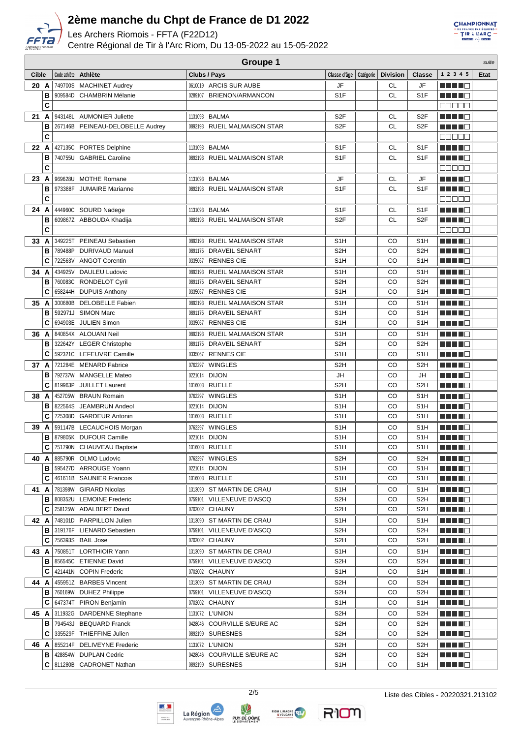# 2ème manche du Chpt de France de D1 2022

Les Archers Riomois - FFTA (F22D12)

Centre Régional de Tir à l'Arc Riom, Du 13-05-2022 au 15-05-2022

## Groupe 1

*suite*

| Cible | | Code athlète | Athlète | Clubs / Pays | Classe d'âge | Catégorie | Division | Classe | 1 2 3 4 5 | Etat |
|---|---|---|---|---|---|---|---|---|---|---|
| 20 | A | 749700S | MACHINET Audrey | 0610019 ARCIS SUR AUBE | JF | | CL | JF | | |
| | B | 909584D | CHAMBRIN Mélanie | 0289107 BRIENON/ARMANCON | S1F | | CL | S1F | | |
| | C | | | | | | | | | |
| 21 | A | 943148L | AUMONIER Juliette | 1131093 BALMA | S2F | | CL | S2F | | |
| | B | 267146B | PEINEAU-DELOBELLE Audrey | 0892193 RUEIL MALMAISON STAR | S2F | | CL | S2F | | |
| | C | | | | | | | | | |
| 22 | A | 427135C | PORTES Delphine | 1131093 BALMA | S1F | | CL | S1F | | |
| | B | 740755U | GABRIEL Caroline | 0892193 RUEIL MALMAISON STAR | S1F | | CL | S1F | | |
| | C | | | | | | | | | |
| 23 | A | 969628U | MOTHE Romane | 1131093 BALMA | JF | | CL | JF | | |
| | B | 973388F | JUMAIRE Marianne | 0892193 RUEIL MALMAISON STAR | S1F | | CL | S1F | | |
| | C | | | | | | | | | |
| 24 | A | 444960C | SOURD Nadege | 1131093 BALMA | S1F | | CL | S1F | | |
| | B | 609867Z | ABBOUDA Khadija | 0892193 RUEIL MALMAISON STAR | S2F | | CL | S2F | | |
| | C | | | | | | | | | |
| 33 | A | 349225T | PEINEAU Sebastien | 0892193 RUEIL MALMAISON STAR | S1H | | CO | S1H | | |
| | B | 789488P | DURIVAUD Manuel | 0891175 DRAVEIL SENART | S2H | | CO | S2H | | |
| | C | 722563V | ANGOT Corentin | 0335067 RENNES CIE | S1H | | CO | S1H | | |
| 34 | A | 434925V | DAULEU Ludovic | 0892193 RUEIL MALMAISON STAR | S1H | | CO | S1H | | |
| | B | 760083C | RONDELOT Cyril | 0891175 DRAVEIL SENART | S2H | | CO | S2H | | |
| | C | 658244H | DUPUIS Anthony | 0335067 RENNES CIE | S1H | | CO | S1H | | |
| 35 | A | 300680B | DELOBELLE Fabien | 0892193 RUEIL MALMAISON STAR | S1H | | CO | S1H | | |
| | B | 592971J | SIMON Marc | 0891175 DRAVEIL SENART | S1H | | CO | S1H | | |
| | C | 694903E | JULIEN Simon | 0335067 RENNES CIE | S1H | | CO | S1H | | |
| 36 | A | 840854X | ALOUANI Neil | 0892193 RUEIL MALMAISON STAR | S1H | | CO | S1H | | |
| | B | 322642Y | LEGER Christophe | 0891175 DRAVEIL SENART | S2H | | CO | S2H | | |
| | C | 592321C | LEFEUVRE Camille | 0335067 RENNES CIE | S1H | | CO | S1H | | |
| 37 | A | 721284E | MENARD Fabrice | 0762297 WINGLES | S2H | | CO | S2H | | |
| | B | 792737W | MANGELLE Mateo | 0221014 DIJON | JH | | CO | JH | | |
| | C | 819963P | JUILLET Laurent | 1016003 RUELLE | S2H | | CO | S2H | | |
| 38 | A | 452705W | BRAUN Romain | 0762297 WINGLES | S1H | | CO | S1H | | |
| | B | 822564S | JEAMBRUN Andeol | 0221014 DIJON | S1H | | CO | S1H | | |
| | C | 725308D | GARDEUR Antonin | 1016003 RUELLE | S1H | | CO | S1H | | |
| 39 | A | 591147B | LECAUCHOIS Morgan | 0762297 WINGLES | S1H | | CO | S1H | | |
| | B | 879805K | DUFOUR Camille | 0221014 DIJON | S1H | | CO | S1H | | |
| | C | 751790N | CHAUVEAU Baptiste | 1016003 RUELLE | S1H | | CO | S1H | | |
| 40 | A | 885790R | OLMO Ludovic | 0762297 WINGLES | S2H | | CO | S2H | | |
| | B | 595427D | ARROUGE Yoann | 0221014 DIJON | S1H | | CO | S1H | | |
| | C | 461611B | SAUNIER Francois | 1016003 RUELLE | S1H | | CO | S1H | | |
| 41 | A | 781398W | GIRARD Nicolas | 1313090 ST MARTIN DE CRAU | S1H | | CO | S1H | | |
| | B | 808352U | LEMOINE Frederic | 0759101 VILLENEUVE D'ASCQ | S2H | | CO | S2H | | |
| | C | 258125W | ADALBERT David | 0702002 CHAUNY | S2H | | CO | S2H | | |
| 42 | A | 748101D | PARPILLON Julien | 1313090 ST MARTIN DE CRAU | S1H | | CO | S1H | | |
| | B | 319176F | LIENARD Sebastien | 0759101 VILLENEUVE D'ASCQ | S2H | | CO | S2H | | |
| | C | 756393S | BAIL Jose | 0702002 CHAUNY | S2H | | CO | S2H | | |
| 43 | A | 750851T | LORTHIOIR Yann | 1313090 ST MARTIN DE CRAU | S1H | | CO | S1H | | |
| | B | 856545C | ETIENNE David | 0759101 VILLENEUVE D'ASCQ | S2H | | CO | S2H | | |
| | C | 421441N | COPIN Frederic | 0702002 CHAUNY | S1H | | CO | S1H | | |
| 44 | A | 455951Z | BARBES Vincent | 1313090 ST MARTIN DE CRAU | S2H | | CO | S2H | | |
| | B | 760169W | DUHEZ Philippe | 0759101 VILLENEUVE D'ASCQ | S2H | | CO | S2H | | |
| | C | 647374T | PIRON Benjamin | 0702002 CHAUNY | S1H | | CO | S1H | | |
| 45 | A | 311932G | DARDENNE Stephane | 1131072 L'UNION | S2H | | CO | S2H | | |
| | B | 794543J | BEQUARD Franck | 0428046 COURVILLE S/EURE AC | S2H | | CO | S2H | | |
| | C | 335529F | THIEFFINE Julien | 0892199 SURESNES | S2H | | CO | S2H | | |
| 46 | A | 855214F | DELIVEYNE Frederic | 1131072 L'UNION | S2H | | CO | S2H | | |
| | B | 428854W | DUPLAN Cedric | 0428046 COURVILLE S/EURE AC | S2H | | CO | S2H | | |
| | C | 811280B | CADRONET Nathan | 0892199 SURESNES | S1H | | CO | S1H | | |

Liste des Cibles - 20220321.213102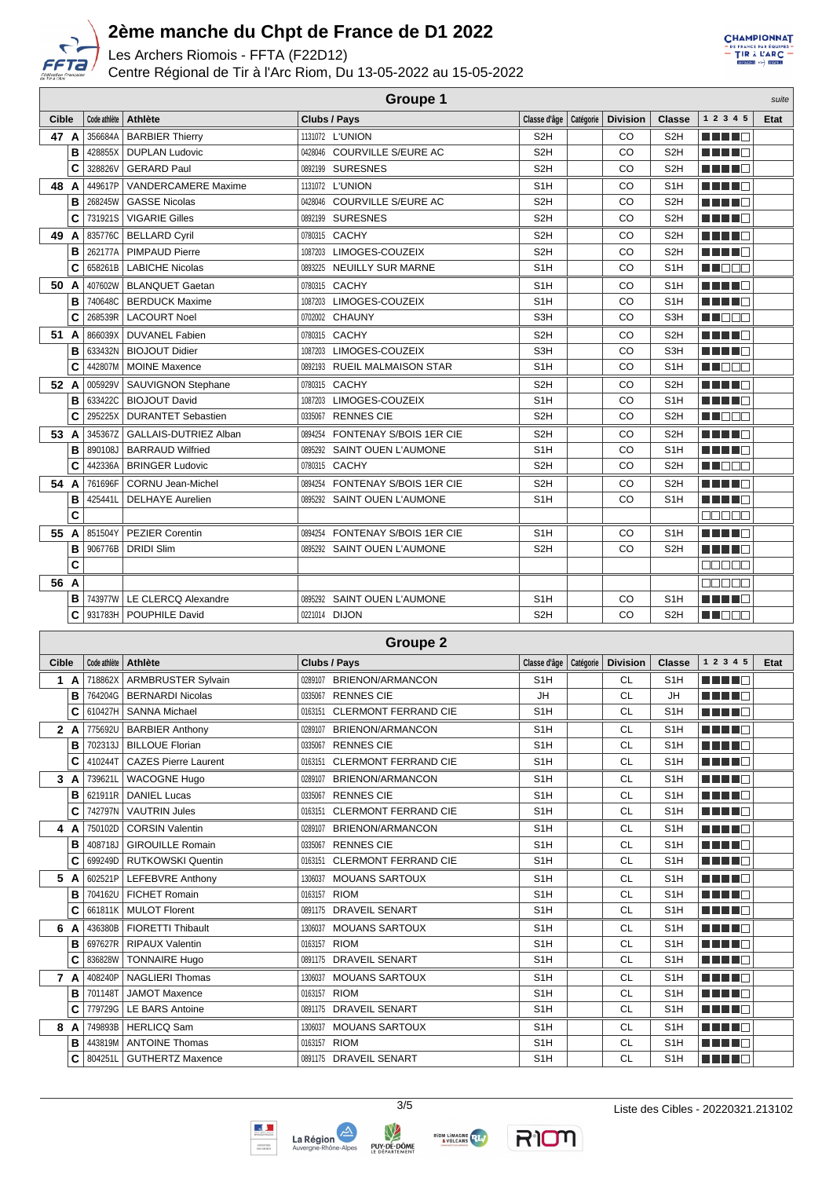## Groupe 1

*suite*

| Cible | Code athlète | Athlète | Clubs / Pays | Classe d'âge | Catégorie | Division | Classe | 1 2 3 4 5 | Etat |
|---|---|---|---|---|---|---|---|---|---|
| 47 A | 356684A | BARBIER Thierry | 1131072 L'UNION | S2H | | CO | S2H | ■■■■□ | |
| B | 428855X | DUPLAN Ludovic | 0428046 COURVILLE S/EURE AC | S2H | | CO | S2H | ■■■■□ | |
| C | 328826V | GERARD Paul | 0892199 SURESNES | S2H | | CO | S2H | ■■■■□ | |
| 48 A | 449617P | VANDERCAMERE Maxime | 1131072 L'UNION | S1H | | CO | S1H | ■■■■□ | |
| B | 268245W | GASSE Nicolas | 0428046 COURVILLE S/EURE AC | S2H | | CO | S2H | ■■■■□ | |
| C | 731921S | VIGARIE Gilles | 0892199 SURESNES | S2H | | CO | S2H | ■■■■□ | |
| 49 A | 835776C | BELLARD Cyril | 0780315 CACHY | S2H | | CO | S2H | ■■■■□ | |
| B | 262177A | PIMPAUD Pierre | 1087203 LIMOGES-COUZEIX | S2H | | CO | S2H | ■■■■□ | |
| C | 658261B | LABICHE Nicolas | 0893225 NEUILLY SUR MARNE | S1H | | CO | S1H | ■■□□□ | |
| 50 A | 407602W | BLANQUET Gaetan | 0780315 CACHY | S1H | | CO | S1H | ■■■■□ | |
| B | 740648C | BERDUCK Maxime | 1087203 LIMOGES-COUZEIX | S1H | | CO | S1H | ■■■■□ | |
| C | 268539R | LACOURT Noel | 0702002 CHAUNY | S3H | | CO | S3H | ■■□□□ | |
| 51 A | 866039X | DUVANEL Fabien | 0780315 CACHY | S2H | | CO | S2H | ■■■■□ | |
| B | 633432N | BIOJOUT Didier | 1087203 LIMOGES-COUZEIX | S3H | | CO | S3H | ■■■■□ | |
| C | 442807M | MOINE Maxence | 0892193 RUEIL MALMAISON STAR | S1H | | CO | S1H | ■■□□□ | |
| 52 A | 005929V | SAUVIGNON Stephane | 0780315 CACHY | S2H | | CO | S2H | ■■■■□ | |
| B | 633422C | BIOJOUT David | 1087203 LIMOGES-COUZEIX | S1H | | CO | S1H | ■■■■□ | |
| C | 295225X | DURANTET Sebastien | 0335067 RENNES CIE | S2H | | CO | S2H | ■■□□□ | |
| 53 A | 345367Z | GALLAIS-DUTRIEZ Alban | 0894254 FONTENAY S/BOIS 1ER CIE | S2H | | CO | S2H | ■■■■□ | |
| B | 890108J | BARRAUD Wilfried | 0895292 SAINT OUEN L'AUMONE | S1H | | CO | S1H | ■■■■□ | |
| C | 442336A | BRINGER Ludovic | 0780315 CACHY | S2H | | CO | S2H | ■■□□□ | |
| 54 A | 761696F | CORNU Jean-Michel | 0894254 FONTENAY S/BOIS 1ER CIE | S2H | | CO | S2H | ■■■■□ | |
| B | 425441L | DELHAYE Aurelien | 0895292 SAINT OUEN L'AUMONE | S1H | | CO | S1H | ■■■■□ | |
| C | | | | | | | | □□□□□ | |
| 55 A | 851504Y | PEZIER Corentin | 0894254 FONTENAY S/BOIS 1ER CIE | S1H | | CO | S1H | ■■■■□ | |
| B | 906776B | DRIDI Slim | 0895292 SAINT OUEN L'AUMONE | S2H | | CO | S2H | ■■■■□ | |
| C | | | | | | | | □□□□□ | |
| 56 A | | | | | | | | □□□□□ | |
| B | 743977W | LE CLERCQ Alexandre | 0895292 SAINT OUEN L'AUMONE | S1H | | CO | S1H | ■■■■□ | |
| C | 931783H | POUPHILE David | 0221014 DIJON | S2H | | CO | S2H | ■■□□□ | |

## Groupe 2

| Cible | Code athlète | Athlète | Clubs / Pays | Classe d'âge | Catégorie | Division | Classe | 1 2 3 4 5 | Etat |
|---|---|---|---|---|---|---|---|---|---|
| 1 A | 718862X | ARMBRUSTER Sylvain | 0289107 BRIENON/ARMANCON | S1H | | CL | S1H | ■■■■□ | |
| B | 764204G | BERNARDI Nicolas | 0335067 RENNES CIE | JH | | CL | JH | ■■■■□ | |
| C | 610427H | SANNA Michael | 0163151 CLERMONT FERRAND CIE | S1H | | CL | S1H | ■■■■□ | |
| 2 A | 775692U | BARBIER Anthony | 0289107 BRIENON/ARMANCON | S1H | | CL | S1H | ■■■■□ | |
| B | 702313J | BILLOUE Florian | 0335067 RENNES CIE | S1H | | CL | S1H | ■■■■□ | |
| C | 410244T | CAZES Pierre Laurent | 0163151 CLERMONT FERRAND CIE | S1H | | CL | S1H | ■■■■□ | |
| 3 A | 739621L | WACOGNE Hugo | 0289107 BRIENON/ARMANCON | S1H | | CL | S1H | ■■■■□ | |
| B | 621911R | DANIEL Lucas | 0335067 RENNES CIE | S1H | | CL | S1H | ■■■■□ | |
| C | 742797N | VAUTRIN Jules | 0163151 CLERMONT FERRAND CIE | S1H | | CL | S1H | ■■■■□ | |
| 4 A | 750102D | CORSIN Valentin | 0289107 BRIENON/ARMANCON | S1H | | CL | S1H | ■■■■□ | |
| B | 408718J | GIROUILLE Romain | 0335067 RENNES CIE | S1H | | CL | S1H | ■■■■□ | |
| C | 699249D | RUTKOWSKI Quentin | 0163151 CLERMONT FERRAND CIE | S1H | | CL | S1H | ■■■■□ | |
| 5 A | 602521P | LEFEBVRE Anthony | 1306037 MOUANS SARTOUX | S1H | | CL | S1H | ■■■■□ | |
| B | 704162U | FICHET Romain | 0163157 RIOM | S1H | | CL | S1H | ■■■■□ | |
| C | 661811K | MULOT Florent | 0891175 DRAVEIL SENART | S1H | | CL | S1H | ■■■■□ | |
| 6 A | 436380B | FIORETTI Thibault | 1306037 MOUANS SARTOUX | S1H | | CL | S1H | ■■■■□ | |
| B | 697627R | RIPAUX Valentin | 0163157 RIOM | S1H | | CL | S1H | ■■■■□ | |
| C | 836828W | TONNAIRE Hugo | 0891175 DRAVEIL SENART | S1H | | CL | S1H | ■■■■□ | |
| 7 A | 408240P | NAGLIERI Thomas | 1306037 MOUANS SARTOUX | S1H | | CL | S1H | ■■■■□ | |
| B | 701148T | JAMOT Maxence | 0163157 RIOM | S1H | | CL | S1H | ■■■■□ | |
| C | 779729G | LE BARS Antoine | 0891175 DRAVEIL SENART | S1H | | CL | S1H | ■■■■□ | |
| 8 A | 749893B | HERLICQ Sam | 1306037 MOUANS SARTOUX | S1H | | CL | S1H | ■■■■□ | |
| B | 443819M | ANTOINE Thomas | 0163157 RIOM | S1H | | CL | S1H | ■■■■□ | |
| C | 804251L | GUTHERTZ Maxence | 0891175 DRAVEIL SENART | S1H | | CL | S1H | ■■■■□ | |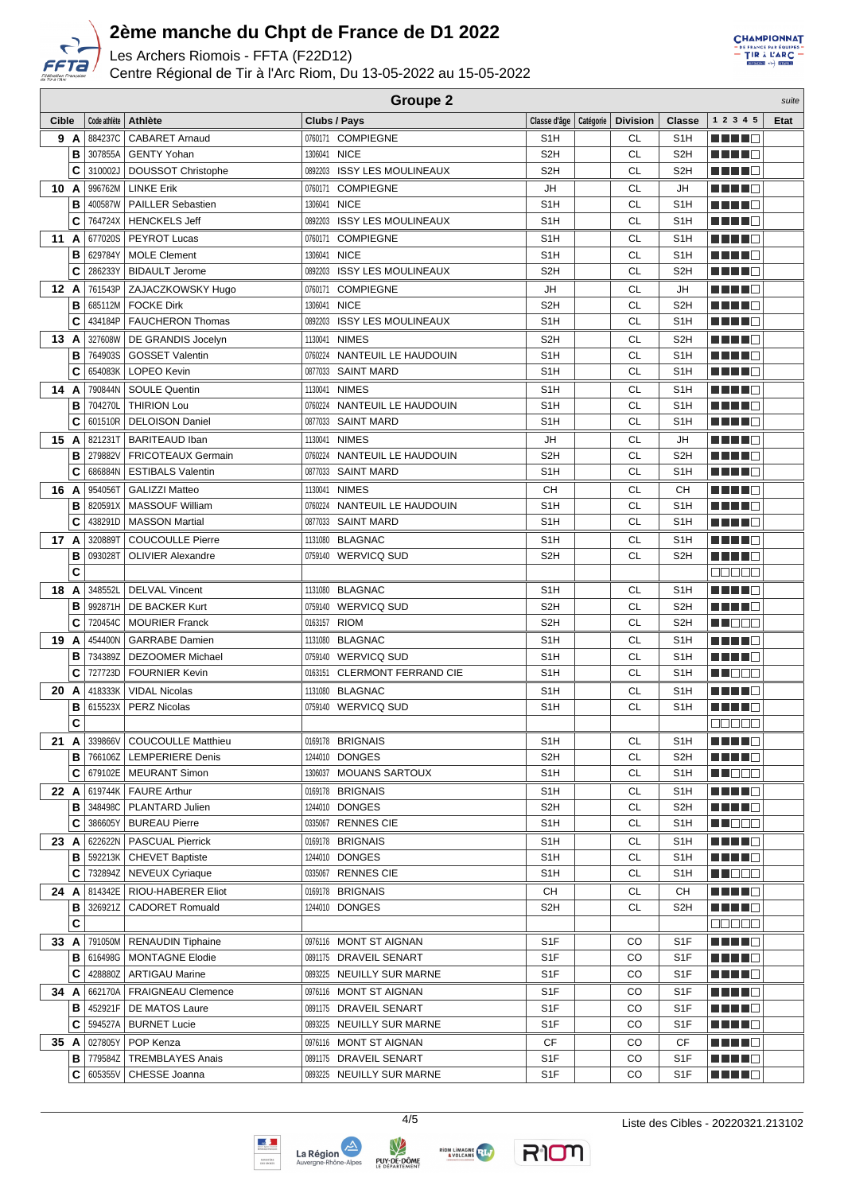# 2ème manche du Chpt de France de D1 2022

Les Archers Riomois - FFTA (F22D12)

Centre Régional de Tir à l'Arc Riom, Du 13-05-2022 au 15-05-2022

## Groupe 2

*suite*

| Cible | | Code athlète | Athlète | Clubs / Pays | Classe d'âge | Catégorie | Division | Classe | 1 2 3 4 5 | Etat |
|---|---|---|---|---|---|---|---|---|---|---|
| 9 | A | 884237C | CABARET Arnaud | 0760171 COMPIEGNE | S1H | | CL | S1H | ■■■■□ | |
| | B | 307855A | GENTY Yohan | 1306041 NICE | S2H | | CL | S2H | ■■■■□ | |
| | C | 310002J | DOUSSOT Christophe | 0892203 ISSY LES MOULINEAUX | S2H | | CL | S2H | ■■■■□ | |
| 10 | A | 996762M | LINKE Erik | 0760171 COMPIEGNE | JH | | CL | JH | ■■■■□ | |
| | B | 400587W | PAILLER Sebastien | 1306041 NICE | S1H | | CL | S1H | ■■■■□ | |
| | C | 764724X | HENCKELS Jeff | 0892203 ISSY LES MOULINEAUX | S1H | | CL | S1H | ■■■■□ | |
| 11 | A | 677020S | PEYROT Lucas | 0760171 COMPIEGNE | S1H | | CL | S1H | ■■■■□ | |
| | B | 629784Y | MOLE Clement | 1306041 NICE | S1H | | CL | S1H | ■■■■□ | |
| | C | 286233Y | BIDAULT Jerome | 0892203 ISSY LES MOULINEAUX | S2H | | CL | S2H | ■■■■□ | |
| 12 | A | 761543P | ZAJACZKOWSKY Hugo | 0760171 COMPIEGNE | JH | | CL | JH | ■■■■□ | |
| | B | 685112M | FOCKE Dirk | 1306041 NICE | S2H | | CL | S2H | ■■■■□ | |
| | C | 434184P | FAUCHERON Thomas | 0892203 ISSY LES MOULINEAUX | S1H | | CL | S1H | ■■■■□ | |
| 13 | A | 327608W | DE GRANDIS Jocelyn | 1130041 NIMES | S2H | | CL | S2H | ■■■■□ | |
| | B | 764903S | GOSSET Valentin | 0760224 NANTEUIL LE HAUDOUIN | S1H | | CL | S1H | ■■■■□ | |
| | C | 654083K | LOPEO Kevin | 0877033 SAINT MARD | S1H | | CL | S1H | ■■■■□ | |
| 14 | A | 790844N | SOULE Quentin | 1130041 NIMES | S1H | | CL | S1H | ■■■■□ | |
| | B | 704270L | THIRION Lou | 0760224 NANTEUIL LE HAUDOUIN | S1H | | CL | S1H | ■■■■□ | |
| | C | 601510R | DELOISON Daniel | 0877033 SAINT MARD | S1H | | CL | S1H | ■■■■□ | |
| 15 | A | 821231T | BARITEAUD Iban | 1130041 NIMES | JH | | CL | JH | ■■■■□ | |
| | B | 279882V | FRICOTEAUX Germain | 0760224 NANTEUIL LE HAUDOUIN | S2H | | CL | S2H | ■■■■□ | |
| | C | 686884N | ESTIBALS Valentin | 0877033 SAINT MARD | S1H | | CL | S1H | ■■■■□ | |
| 16 | A | 954056T | GALIZZI Matteo | 1130041 NIMES | CH | | CL | CH | ■■■■□ | |
| | B | 820591X | MASSOUF William | 0760224 NANTEUIL LE HAUDOUIN | S1H | | CL | S1H | ■■■■□ | |
| | C | 438291D | MASSON Martial | 0877033 SAINT MARD | S1H | | CL | S1H | ■■■■□ | |
| 17 | A | 320889T | COUCOULLE Pierre | 1131080 BLAGNAC | S1H | | CL | S1H | ■■■■□ | |
| | B | 093028T | OLIVIER Alexandre | 0759140 WERVICQ SUD | S2H | | CL | S2H | ■■■■□ | |
| | C | | | | | | | | □□□□□ | |
| 18 | A | 348552L | DELVAL Vincent | 1131080 BLAGNAC | S1H | | CL | S1H | ■■■■□ | |
| | B | 992871H | DE BACKER Kurt | 0759140 WERVICQ SUD | S2H | | CL | S2H | ■■■■□ | |
| | C | 720454C | MOURIER Franck | 0163157 RIOM | S2H | | CL | S2H | ■■□□□ | |
| 19 | A | 454400N | GARRABE Damien | 1131080 BLAGNAC | S1H | | CL | S1H | ■■■■□ | |
| | B | 734389Z | DEZOOMER Michael | 0759140 WERVICQ SUD | S1H | | CL | S1H | ■■■■□ | |
| | C | 727723D | FOURNIER Kevin | 0163151 CLERMONT FERRAND CIE | S1H | | CL | S1H | ■■□□□ | |
| 20 | A | 418333K | VIDAL Nicolas | 1131080 BLAGNAC | S1H | | CL | S1H | ■■■■□ | |
| | B | 615523X | PERZ Nicolas | 0759140 WERVICQ SUD | S1H | | CL | S1H | ■■■■□ | |
| | C | | | | | | | | □□□□□ | |
| 21 | A | 339866V | COUCOULLE Matthieu | 0169178 BRIGNAIS | S1H | | CL | S1H | ■■■■□ | |
| | B | 766106Z | LEMPERIERE Denis | 1244010 DONGES | S2H | | CL | S2H | ■■■■□ | |
| | C | 679102E | MEURANT Simon | 1306037 MOUANS SARTOUX | S1H | | CL | S1H | ■■□□□ | |
| 22 | A | 619744K | FAURE Arthur | 0169178 BRIGNAIS | S1H | | CL | S1H | ■■■■□ | |
| | B | 348498C | PLANTARD Julien | 1244010 DONGES | S2H | | CL | S2H | ■■■■□ | |
| | C | 386605Y | BUREAU Pierre | 0335067 RENNES CIE | S1H | | CL | S1H | ■■□□□ | |
| 23 | A | 622622N | PASCUAL Pierrick | 0169178 BRIGNAIS | S1H | | CL | S1H | ■■■■□ | |
| | B | 592213K | CHEVET Baptiste | 1244010 DONGES | S1H | | CL | S1H | ■■■■□ | |
| | C | 732894Z | NEVEUX Cyriaque | 0335067 RENNES CIE | S1H | | CL | S1H | ■■□□□ | |
| 24 | A | 814342E | RIOU-HABERER Eliot | 0169178 BRIGNAIS | CH | | CL | CH | ■■■■□ | |
| | B | 326921Z | CADORET Romuald | 1244010 DONGES | S2H | | CL | S2H | ■■■■□ | |
| | C | | | | | | | | □□□□□ | |
| 33 | A | 791050M | RENAUDIN Tiphaine | 0976116 MONT ST AIGNAN | S1F | | CO | S1F | ■■■■□ | |
| | B | 616498G | MONTAGNE Elodie | 0891175 DRAVEIL SENART | S1F | | CO | S1F | ■■■■□ | |
| | C | 428880Z | ARTIGAU Marine | 0893225 NEUILLY SUR MARNE | S1F | | CO | S1F | ■■■■□ | |
| 34 | A | 662170A | FRAIGNEAU Clemence | 0976116 MONT ST AIGNAN | S1F | | CO | S1F | ■■■■□ | |
| | B | 452921F | DE MATOS Laure | 0891175 DRAVEIL SENART | S1F | | CO | S1F | ■■■■□ | |
| | C | 594527A | BURNET Lucie | 0893225 NEUILLY SUR MARNE | S1F | | CO | S1F | ■■■■□ | |
| 35 | A | 027805Y | POP Kenza | 0976116 MONT ST AIGNAN | CF | | CO | CF | ■■■■□ | |
| | B | 779584Z | TREMBLAYES Anais | 0891175 DRAVEIL SENART | S1F | | CO | S1F | ■■■■□ | |
| | C | 605355V | CHESSE Joanna | 0893225 NEUILLY SUR MARNE | S1F | | CO | S1F | ■■■■□ | |

Liste des Cibles - 20220321.213102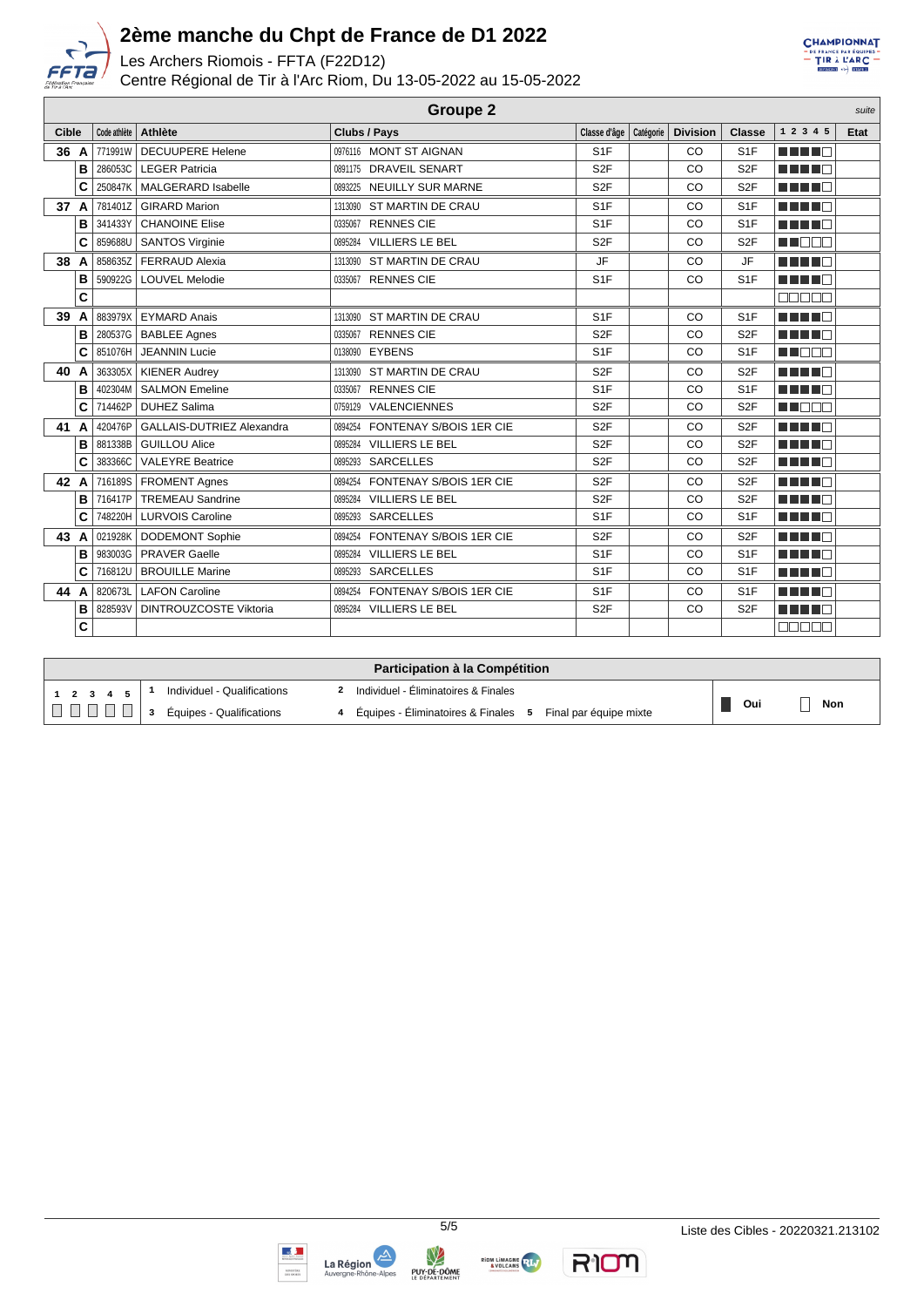# 2ème manche du Chpt de France de D1 2022

Les Archers Riomois - FFTA (F22D12)
Centre Régional de Tir à l'Arc Riom, Du 13-05-2022 au 15-05-2022

## Groupe 2

*suite*

| Cible | | Code athlète | Athlète | Clubs / Pays | Classe d'âge | Catégorie | Division | Classe | 1 2 3 4 5 | Etat |
|---|---|---|---|---|---|---|---|---|---|---|
| 36 | A | 771991W | DECUUPERE Helene | 0976116 MONT ST AIGNAN | S1F | | CO | S1F | ■■■■□ | |
| | B | 286053C | LEGER Patricia | 0891175 DRAVEIL SENART | S2F | | CO | S2F | ■■■■□ | |
| | C | 250847K | MALGERARD Isabelle | 0893225 NEUILLY SUR MARNE | S2F | | CO | S2F | ■■■■□ | |
| 37 | A | 781401Z | GIRARD Marion | 1313090 ST MARTIN DE CRAU | S1F | | CO | S1F | ■■■■□ | |
| | B | 341433Y | CHANOINE Elise | 0335067 RENNES CIE | S1F | | CO | S1F | ■■■■□ | |
| | C | 859688U | SANTOS Virginie | 0895284 VILLIERS LE BEL | S2F | | CO | S2F | ■■□□□ | |
| 38 | A | 858635Z | FERRAUD Alexia | 1313090 ST MARTIN DE CRAU | JF | | CO | JF | ■■■■□ | |
| | B | 590922G | LOUVEL Melodie | 0335067 RENNES CIE | S1F | | CO | S1F | ■■■■□ | |
| | C | | | | | | | | □□□□□ | |
| 39 | A | 883979X | EYMARD Anais | 1313090 ST MARTIN DE CRAU | S1F | | CO | S1F | ■■■■□ | |
| | B | 280537G | BABLEE Agnes | 0335067 RENNES CIE | S2F | | CO | S2F | ■■■■□ | |
| | C | 851076H | JEANNIN Lucie | 0138090 EYBENS | S1F | | CO | S1F | ■■□□□ | |
| 40 | A | 363305X | KIENER Audrey | 1313090 ST MARTIN DE CRAU | S2F | | CO | S2F | ■■■■□ | |
| | B | 402304M | SALMON Emeline | 0335067 RENNES CIE | S1F | | CO | S1F | ■■■■□ | |
| | C | 714462P | DUHEZ Salima | 0759129 VALENCIENNES | S2F | | CO | S2F | ■■□□□ | |
| 41 | A | 420476P | GALLAIS-DUTRIEZ Alexandra | 0894254 FONTENAY S/BOIS 1ER CIE | S2F | | CO | S2F | ■■■■□ | |
| | B | 881338B | GUILLOU Alice | 0895284 VILLIERS LE BEL | S2F | | CO | S2F | ■■■■□ | |
| | C | 383366C | VALEYRE Beatrice | 0895293 SARCELLES | S2F | | CO | S2F | ■■■■□ | |
| 42 | A | 716189S | FROMENT Agnes | 0894254 FONTENAY S/BOIS 1ER CIE | S2F | | CO | S2F | ■■■■□ | |
| | B | 716417P | TREMEAU Sandrine | 0895284 VILLIERS LE BEL | S2F | | CO | S2F | ■■■■□ | |
| | C | 748220H | LURVOIS Caroline | 0895293 SARCELLES | S1F | | CO | S1F | ■■■■□ | |
| 43 | A | 021928K | DODEMONT Sophie | 0894254 FONTENAY S/BOIS 1ER CIE | S2F | | CO | S2F | ■■■■□ | |
| | B | 983003G | PRAVER Gaelle | 0895284 VILLIERS LE BEL | S1F | | CO | S1F | ■■■■□ | |
| | C | 716812U | BROUILLE Marine | 0895293 SARCELLES | S1F | | CO | S1F | ■■■■□ | |
| 44 | A | 820673L | LAFON Caroline | 0894254 FONTENAY S/BOIS 1ER CIE | S1F | | CO | S1F | ■■■■□ | |
| | B | 828593V | DINTROUZCOSTE Viktoria | 0895284 VILLIERS LE BEL | S2F | | CO | S2F | ■■■■□ | |
| | C | | | | | | | | □□□□□ | |

### Participation à la Compétition

| 1 2 3 4 5 | | | |
|---|---|---|---|
| □ □ □ □ □ | 1 Individuel - Qualifications | 2 Individuel - Éliminatoires & Finales | ■ Oui |
| | 3 Équipes - Qualifications | 4 Équipes - Éliminatoires & Finales 5 Final par équipe mixte | □ Non |

Liste des Cibles - 20220321.213102